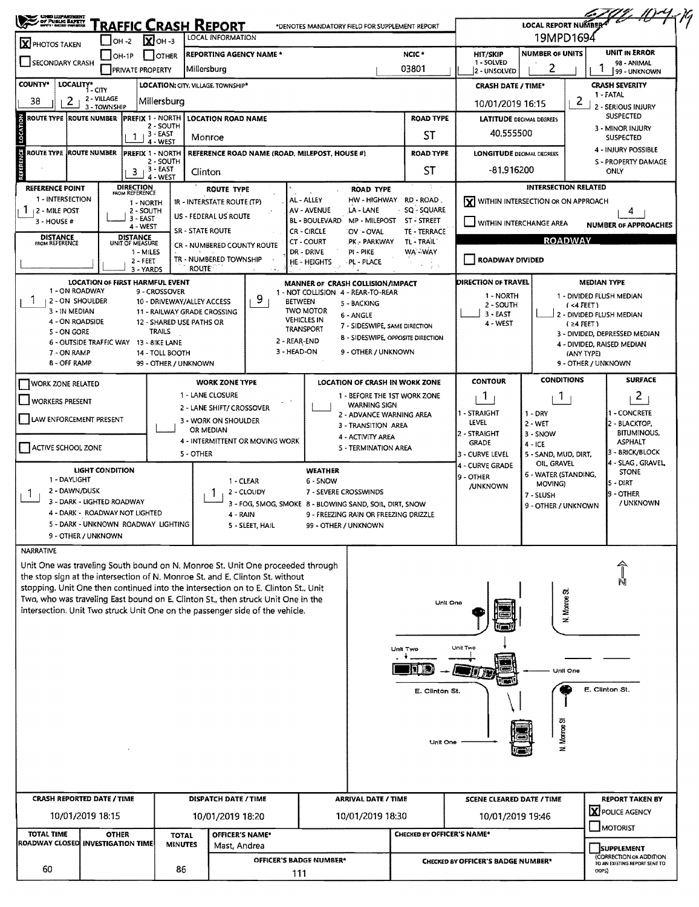# Traffic Crash Report

*DENOTES MANDATORY FIELD FOR SUPPLEMENT REPORT

LOCAL REPORT NUMBER* 19MPD1694

| | |
|---|---|
| [X] PHOTOS TAKEN | [ ] OH-2 [X] OH-3 [ ] OH-1P [ ] OTHER |
| [ ] SECONDARY CRASH | [ ] PRIVATE PROPERTY |
| REPORTING AGENCY NAME* | Millersburg |
| NCIC* | 03801 |
| HIT/SKIP (1 - SOLVED, 2 - UNSOLVED) | |
| NUMBER OF UNITS | 2 |
| UNIT IN ERROR (98 - ANIMAL, 99 - UNKNOWN) | 1 |
| COUNTY* | 38 |
| LOCALITY* (1 - CITY, 2 - VILLAGE, 3 - TOWNSHIP) | 2 |
| LOCATION: CITY, VILLAGE, TOWNSHIP* | Millersburg |
| CRASH DATE / TIME* | 10/01/2019 16:15 |
| CRASH SEVERITY (1 - FATAL, 2 - SERIOUS INJURY SUSPECTED, 3 - MINOR INJURY SUSPECTED, 4 - INJURY POSSIBLE, 5 - PROPERTY DAMAGE ONLY) | 2 |

## Location

| ROUTE TYPE | ROUTE NUMBER | PREFIX (1 - NORTH, 2 - SOUTH, 3 - EAST, 4 - WEST) | LOCATION ROAD NAME | ROAD TYPE |
|---|---|---|---|---|
| | | 1 | Monroe | ST |

LATITUDE DECIMAL DEGREES: 40.555500

## Reference

| ROUTE TYPE | ROUTE NUMBER | PREFIX (1 - NORTH, 2 - SOUTH, 3 - EAST, 4 - WEST) | REFERENCE ROAD NAME (ROAD, MILEPOST, HOUSE #) | ROAD TYPE |
|---|---|---|---|---|
| | | 3 | Clinton | ST |

LONGITUDE DECIMAL DEGREES: -81.916200

REFERENCE POINT (1 - INTERSECTION, 2 - MILE POST, 3 - HOUSE #): 1

DIRECTION FROM REFERENCE (1 - NORTH, 2 - SOUTH, 3 - EAST, 4 - WEST):

DISTANCE FROM REFERENCE:

DISTANCE UNIT OF MEASURE (1 - MILES, 2 - FEET, 3 - YARDS):

ROUTE TYPE: IR - INTERSTATE ROUTE (TP), US - FEDERAL US ROUTE, SR - STATE ROUTE, CR - NUMBERED COUNTY ROUTE, TR - NUMBERED TOWNSHIP ROUTE

ROAD TYPE: AL - ALLEY, AV - AVENUE, BL - BOULEVARD, CR - CIRCLE, CT - COURT, DR - DRIVE, HE - HEIGHTS, HW - HIGHWAY, LA - LANE, MP - MILEPOST, OV - OVAL, PK - PARKWAY, PI - PIKE, PL - PLACE, RD - ROAD, SQ - SQUARE, ST - STREET, TE - TERRACE, TL - TRAIL, WA - WAY

## Intersection Related

[X] WITHIN INTERSECTION OR ON APPROACH

[ ] WITHIN INTERCHANGE AREA

NUMBER OF APPROACHES: 4

## Roadway

[ ] ROADWAY DIVIDED

LOCATION OF FIRST HARMFUL EVENT: 1
(1 - ON ROADWAY, 2 - ON SHOULDER, 3 - IN MEDIAN, 4 - ON ROADSIDE, 5 - ON GORE, 6 - OUTSIDE TRAFFIC WAY, 7 - ON RAMP, 8 - OFF RAMP, 9 - CROSSOVER, 10 - DRIVEWAY/ALLEY ACCESS, 11 - RAILWAY GRADE CROSSING, 12 - SHARED USE PATHS OR TRAILS, 13 - BIKE LANE, 14 - TOLL BOOTH, 99 - OTHER / UNKNOWN)

MANNER OF CRASH COLLISION/IMPACT: 9
(1 - NOT COLLISION BETWEEN TWO MOTOR VEHICLES IN TRANSPORT, 2 - REAR-END, 3 - HEAD-ON, 4 - REAR-TO-REAR, 5 - BACKING, 6 - ANGLE, 7 - SIDESWIPE, SAME DIRECTION, 8 - SIDESWIPE, OPPOSITE DIRECTION, 9 - OTHER / UNKNOWN)

DIRECTION OF TRAVEL (1 - NORTH, 2 - SOUTH, 3 - EAST, 4 - WEST):

MEDIAN TYPE (1 - DIVIDED FLUSH MEDIAN (<4 FEET), 2 - DIVIDED FLUSH MEDIAN (≥4 FEET), 3 - DIVIDED, DEPRESSED MEDIAN, 4 - DIVIDED, RAISED MEDIAN (ANY TYPE), 9 - OTHER / UNKNOWN):

## Work Zone

[ ] WORK ZONE RELATED

[ ] WORKERS PRESENT

[ ] LAW ENFORCEMENT PRESENT

[ ] ACTIVE SCHOOL ZONE

WORK ZONE TYPE (1 - LANE CLOSURE, 2 - LANE SHIFT/ CROSSOVER, 3 - WORK ON SHOULDER OR MEDIAN, 4 - INTERMITTENT OR MOVING WORK, 5 - OTHER):

LOCATION OF CRASH IN WORK ZONE (1 - BEFORE THE 1ST WORK ZONE WARNING SIGN, 2 - ADVANCE WARNING AREA, 3 - TRANSITION AREA, 4 - ACTIVITY AREA, 5 - TERMINATION AREA):

CONTOUR: 1 (1 - STRAIGHT LEVEL, 2 - STRAIGHT GRADE, 3 - CURVE LEVEL, 4 - CURVE GRADE, 9 - OTHER /UNKNOWN)

CONDITIONS: 1 (1 - DRY, 2 - WET, 3 - SNOW, 4 - ICE, 5 - SAND, MUD, DIRT, OIL, GRAVEL, 6 - WATER (STANDING, MOVING), 7 - SLUSH, 9 - OTHER / UNKNOWN)

SURFACE: 2 (1 - CONCRETE, 2 - BLACKTOP, BITUMINOUS, ASPHALT, 3 - BRICK/BLOCK, 4 - SLAG, GRAVEL, STONE, 5 - DIRT, 9 - OTHER / UNKNOWN)

LIGHT CONDITION: 1 (1 - DAYLIGHT, 2 - DAWN/DUSK, 3 - DARK - LIGHTED ROADWAY, 4 - DARK - ROADWAY NOT LIGHTED, 5 - DARK - UNKNOWN ROADWAY LIGHTING, 9 - OTHER / UNKNOWN)

WEATHER: 1 (1 - CLEAR, 2 - CLOUDY, 3 - FOG, SMOG, SMOKE, 4 - RAIN, 5 - SLEET, HAIL, 6 - SNOW, 7 - SEVERE CROSSWINDS, 8 - BLOWING SAND, SOIL, DIRT, SNOW, 9 - FREEZING RAIN OR FREEZING DRIZZLE, 99 - OTHER / UNKNOWN)

## Narrative

Unit One was traveling South bound on N. Monroe St. Unit One proceeded through the stop sign at the intersection of N. Monroe St. and E. Clinton St. without stopping. Unit One then continued into the intersection on to E. Clinton St., Unit Two, who was traveling East bound on E. Clinton St., then struck Unit One in the intersection. Unit Two struck Unit One on the passenger side of the vehicle.

Diagram labels: N; Unit One; N. Monroe St.; Unit Two; Unit Two; Unit One; E. Clinton St.; E. Clinton St.; Unit One; N. Monroe St.

| CRASH REPORTED DATE / TIME | DISPATCH DATE / TIME | ARRIVAL DATE / TIME | SCENE CLEARED DATE / TIME | REPORT TAKEN BY |
|---|---|---|---|---|
| 10/01/2019 18:15 | 10/01/2019 18:20 | 10/01/2019 18:30 | 10/01/2019 19:46 | [X] POLICE AGENCY [ ] MOTORIST |

| TOTAL TIME ROADWAY CLOSED | OTHER INVESTIGATION TIME | TOTAL MINUTES | OFFICER'S NAME* | OFFICER'S BADGE NUMBER* | CHECKED BY OFFICER'S NAME* | CHECKED BY OFFICER'S BADGE NUMBER* | |
|---|---|---|---|---|---|---|---|
| 60 | | 86 | Mast, Andrea | 111 | | | [ ] SUPPLEMENT (CORRECTION OR ADDITION TO AN EXISTING REPORT SENT TO ODPS) |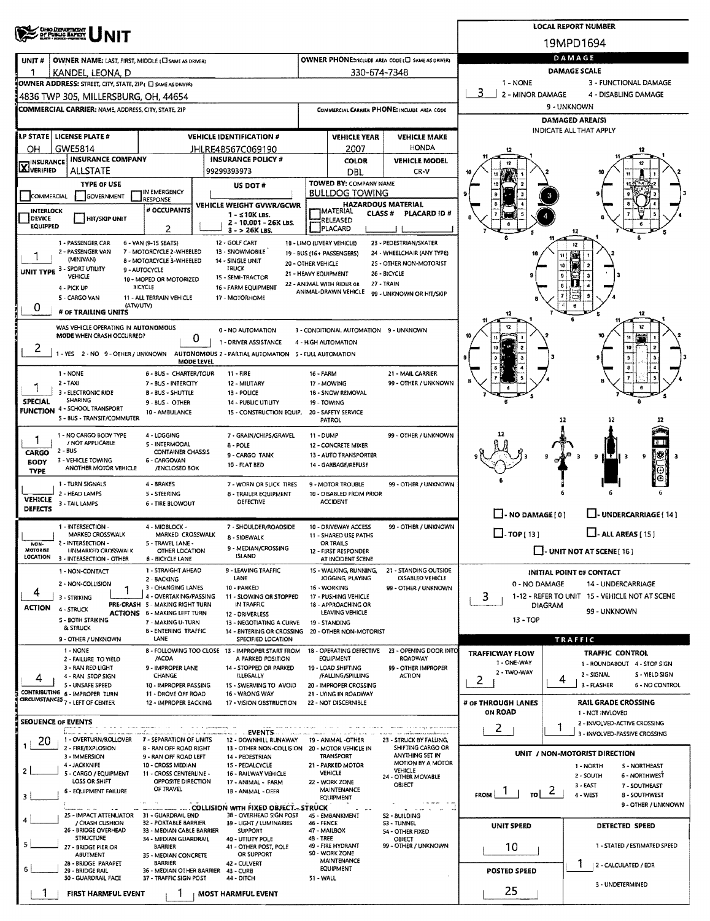# UNIT

**LOCAL REPORT NUMBER:** 19MPD1694

| UNIT # | OWNER NAME: LAST, FIRST, MIDDLE | OWNER PHONE |
|---|---|---|
| 1 | KANDEL, LEONA, D | 330-674-7348 |

**OWNER ADDRESS:** 4836 TWP 305, MILLERSBURG, OH, 44654

**COMMERCIAL CARRIER:** NAME, ADDRESS, CITY, STATE, ZIP

**COMMERCIAL CARRIER PHONE:**

## DAMAGE

**DAMAGE SCALE:** 3

1 - NONE; 2 - MINOR DAMAGE; 3 - FUNCTIONAL DAMAGE; 4 - DISABLING DAMAGE; 9 - UNKNOWN

**DAMAGED AREA(S):** 3, 4

| LP STATE | LICENSE PLATE # | VEHICLE IDENTIFICATION # | VEHICLE YEAR | VEHICLE MAKE |
|---|---|---|---|---|
| OH | GWE5814 | JHLRE48567C069190 | 2007 | HONDA |

| INSURANCE VERIFIED | INSURANCE COMPANY | INSURANCE POLICY # | COLOR | VEHICLE MODEL |
|---|---|---|---|---|
| X | ALLSTATE | 99299393973 | DBL | CR-V |

**TYPE OF USE:** (none marked)

**US DOT #:**

**TOWED BY:** BULLDOG TOWING

**# OCCUPANTS:** 2

**VEHICLE WEIGHT GVWR/GCWR:** (none marked)

**HAZARDOUS MATERIAL:** (none marked)

**UNIT TYPE:** 1

1 - PASSENGER CAR; 2 - PASSENGER VAN (MINIVAN); 3 - SPORT UTILITY VEHICLE; 4 - PICK UP; 5 - CARGO VAN; 6 - VAN (9-15 SEATS); 7 - MOTORCYCLE 2-WHEELED; 8 - MOTORCYCLE 3-WHEELED; 9 - AUTOCYCLE; 10 - MOPED OR MOTORIZED BICYCLE; 11 - ALL TERRAIN VEHICLE (ATV/UTV); 12 - GOLF CART; 13 - SNOWMOBILE; 14 - SINGLE UNIT TRUCK; 15 - SEMI-TRACTOR; 16 - FARM EQUIPMENT; 17 - MOTORHOME; 18 - LIMO (LIVERY VEHICLE); 19 - BUS (16+ PASSENGERS); 20 - OTHER VEHICLE; 21 - HEAVY EQUIPMENT; 22 - ANIMAL WITH RIDER OR ANIMAL-DRAWN VEHICLE; 23 - PEDESTRIAN/SKATER; 24 - WHEELCHAIR (ANY TYPE); 25 - OTHER NON-MOTORIST; 26 - BICYCLE; 27 - TRAIN; 99 - UNKNOWN OR HIT/SKIP

**# OF TRAILING UNITS:** 0

**WAS VEHICLE OPERATING IN AUTONOMOUS MODE WHEN CRASH OCCURRED?** 2 (1 - YES; 2 - NO; 9 - OTHER / UNKNOWN)

**AUTONOMOUS MODE LEVEL:** 0 (0 - NO AUTOMATION; 1 - DRIVER ASSISTANCE; 2 - PARTIAL AUTOMATION; 3 - CONDITIONAL AUTOMATION; 4 - HIGH AUTOMATION; 5 - FULL AUTOMATION; 9 - UNKNOWN)

**SPECIAL FUNCTION:** 1

1 - NONE; 2 - TAXI; 3 - ELECTRONIC RIDE SHARING; 4 - SCHOOL TRANSPORT; 5 - BUS - TRANSIT/COMMUTER; 6 - BUS - CHARTER/TOUR; 7 - BUS - INTERCITY; 8 - BUS - SHUTTLE; 9 - BUS - OTHER; 10 - AMBULANCE; 11 - FIRE; 12 - MILITARY; 13 - POLICE; 14 - PUBLIC UTILITY; 15 - CONSTRUCTION EQUIP.; 16 - FARM; 17 - MOWING; 18 - SNOW REMOVAL; 19 - TOWING; 20 - SAFETY SERVICE PATROL; 21 - MAIL CARRIER; 99 - OTHER / UNKNOWN

**CARGO BODY TYPE:** 1

1 - NO CARGO BODY TYPE / NOT APPLICABLE; 2 - BUS; 3 - VEHICLE TOWING ANOTHER MOTOR VEHICLE; 4 - LOGGING; 5 - INTERMODAL CONTAINER CHASSIS; 6 - CARGOVAN /ENCLOSED BOX; 7 - GRAIN/CHIPS/GRAVEL; 8 - POLE; 9 - CARGO TANK; 10 - FLAT BED; 11 - DUMP; 12 - CONCRETE MIXER; 13 - AUTO TRANSPORTER; 14 - GARBAGE/REFUSE; 99 - OTHER / UNKNOWN

**VEHICLE DEFECTS:** (blank)

1 - TURN SIGNALS; 2 - HEAD LAMPS; 3 - TAIL LAMPS; 4 - BRAKES; 5 - STEERING; 6 - TIRE BLOWOUT; 7 - WORN OR SLICK TIRES; 8 - TRAILER EQUIPMENT DEFECTIVE; 9 - MOTOR TROUBLE; 10 - DISABLED FROM PRIOR ACCIDENT; 99 - OTHER / UNKNOWN

**NON-MOTORIST LOCATION:** (blank)

1 - INTERSECTION - MARKED CROSSWALK; 2 - INTERSECTION - UNMARKED CROSSWALK; 3 - INTERSECTION - OTHER; 4 - MIDBLOCK - MARKED CROSSWALK; 5 - TRAVEL LANE - OTHER LOCATION; 6 - BICYCLE LANE; 7 - SHOULDER/ROADSIDE; 8 - SIDEWALK; 9 - MEDIAN/CROSSING ISLAND; 10 - DRIVEWAY ACCESS; 11 - SHARED USE PATHS OR TRAILS; 12 - FIRST RESPONDER AT INCIDENT SCENE; 99 - OTHER / UNKNOWN

**ACTION:** 4

1 - NON-CONTACT; 2 - NON-COLLISION; 3 - STRIKING; 4 - STRUCK; 5 - BOTH STRIKING & STRUCK; 9 - OTHER / UNKNOWN

**PRE-CRASH ACTIONS:** 1

1 - STRAIGHT AHEAD; 2 - BACKING; 3 - CHANGING LANES; 4 - OVERTAKING/PASSING; 5 - MAKING RIGHT TURN; 6 - MAKING LEFT TURN; 7 - MAKING U-TURN; 8 - ENTERING TRAFFIC LANE; 9 - LEAVING TRAFFIC LANE; 10 - PARKED; 11 - SLOWING OR STOPPED IN TRAFFIC; 12 - DRIVERLESS; 13 - NEGOTIATING A CURVE; 14 - ENTERING OR CROSSING SPECIFIED LOCATION; 15 - WALKING, RUNNING, JOGGING, PLAYING; 16 - WORKING; 17 - PUSHING VEHICLE; 18 - APPROACHING OR LEAVING VEHICLE; 19 - STANDING; 20 - OTHER NON-MOTORIST; 21 - STANDING OUTSIDE DISABLED VEHICLE; 99 - OTHER / UNKNOWN

**CONTRIBUTING CIRCUMSTANCES:** 4

1 - NONE; 2 - FAILURE TO YIELD; 3 - RAN RED LIGHT; 4 - RAN STOP SIGN; 5 - UNSAFE SPEED; 6 - IMPROPER TURN; 7 - LEFT OF CENTER; 8 - FOLLOWING TOO CLOSE /ACDA; 9 - IMPROPER LANE CHANGE; 10 - IMPROPER PASSING; 11 - DROVE OFF ROAD; 12 - IMPROPER BACKING; 13 - IMPROPER START FROM A PARKED POSITION; 14 - STOPPED OR PARKED ILLEGALLY; 15 - SWERVING TO AVOID; 16 - WRONG WAY; 17 - VISION OBSTRUCTION; 18 - OPERATING DEFECTIVE EQUIPMENT; 19 - LOAD SHIFTING /FALLING/SPILLING; 20 - IMPROPER CROSSING; 21 - LYING IN ROADWAY; 22 - NOT DISCERNIBLE; 23 - OPENING DOOR INTO ROADWAY; 99 - OTHER IMPROPER ACTION

## SEQUENCE OF EVENTS

1: 20

2: (blank)

3: (blank)

4: (blank)

5: (blank)

6: (blank)

**EVENTS:** 1 - OVERTURN/ROLLOVER; 2 - FIRE/EXPLOSION; 3 - IMMERSION; 4 - JACKKNIFE; 5 - CARGO / EQUIPMENT LOSS OR SHIFT; 6 - EQUIPMENT FAILURE; 7 - SEPARATION OF UNITS; 8 - RAN OFF ROAD RIGHT; 9 - RAN OFF ROAD LEFT; 10 - CROSS MEDIAN; 11 - CROSS CENTERLINE - OPPOSITE DIRECTION OF TRAVEL; 12 - DOWNHILL RUNAWAY; 13 - OTHER NON-COLLISION; 14 - PEDESTRIAN; 15 - PEDALCYCLE; 16 - RAILWAY VEHICLE; 17 - ANIMAL - FARM; 18 - ANIMAL - DEER; 19 - ANIMAL -OTHER; 20 - MOTOR VEHICLE IN TRANSPORT; 21 - PARKED MOTOR VEHICLE; 22 - WORK ZONE MAINTENANCE EQUIPMENT; 23 - STRUCK BY FALLING, SHIFTING CARGO OR ANYTHING SET IN MOTION BY A MOTOR VEHICLE; 24 - OTHER MOVABLE OBJECT

**COLLISION WITH FIXED OBJECT - STRUCK:** 25 - IMPACT ATTENUATOR / CRASH CUSHION; 26 - BRIDGE OVERHEAD STRUCTURE; 27 - BRIDGE PIER OR ABUTMENT; 28 - BRIDGE PARAPET; 29 - BRIDGE RAIL; 30 - GUARDRAIL FACE; 31 - GUARDRAIL END; 32 - PORTABLE BARRIER; 33 - MEDIAN CABLE BARRIER; 34 - MEDIAN GUARDRAIL BARRIER; 35 - MEDIAN CONCRETE BARRIER; 36 - MEDIAN OTHER BARRIER; 37 - TRAFFIC SIGN POST; 38 - OVERHEAD SIGN POST; 39 - LIGHT / LUMINARIES SUPPORT; 40 - UTILITY POLE; 41 - OTHER POST, POLE OR SUPPORT; 42 - CULVERT; 43 - CURB; 44 - DITCH; 45 - EMBANKMENT; 46 - FENCE; 47 - MAILBOX; 48 - TREE; 49 - FIRE HYDRANT; 50 - WORK ZONE MAINTENANCE EQUIPMENT; 51 - WALL; 52 - BUILDING; 53 - TUNNEL; 54 - OTHER FIXED OBJECT; 99 - OTHER / UNKNOWN

**FIRST HARMFUL EVENT:** 1

**MOST HARMFUL EVENT:** 1

**INITIAL POINT OF CONTACT:** 3

0 - NO DAMAGE; 1-12 - REFER TO UNIT DIAGRAM; 13 - TOP; 14 - UNDERCARRIAGE; 15 - VEHICLE NOT AT SCENE; 99 - UNKNOWN

## TRAFFIC

**TRAFFICWAY FLOW:** 2 (1 - ONE-WAY; 2 - TWO-WAY)

**TRAFFIC CONTROL:** 4

1 - ROUNDABOUT; 2 - SIGNAL; 3 - FLASHER; 4 - STOP SIGN; 5 - YIELD SIGN; 6 - NO CONTROL

**# OF THROUGH LANES ON ROAD:** 2

**RAIL GRADE CROSSING:** 1

1 - NOT INVLOVED; 2 - INVOLVED-ACTIVE CROSSING; 3 - INVOLVED-PASSIVE CROSSING

## UNIT / NON-MOTORIST DIRECTION

**FROM:** 1 **TO:** 2

1 - NORTH; 2 - SOUTH; 3 - EAST; 4 - WEST; 5 - NORTHEAST; 6 - NORTHWEST; 7 - SOUTHEAST; 8 - SOUTHWEST; 9 - OTHER / UNKNOWN

**UNIT SPEED:** 10

**DETECTED SPEED:** 1

1 - STATED / ESTIMATED SPEED; 2 - CALCULATED / EDR; 3 - UNDETERMINED

**POSTED SPEED:** 25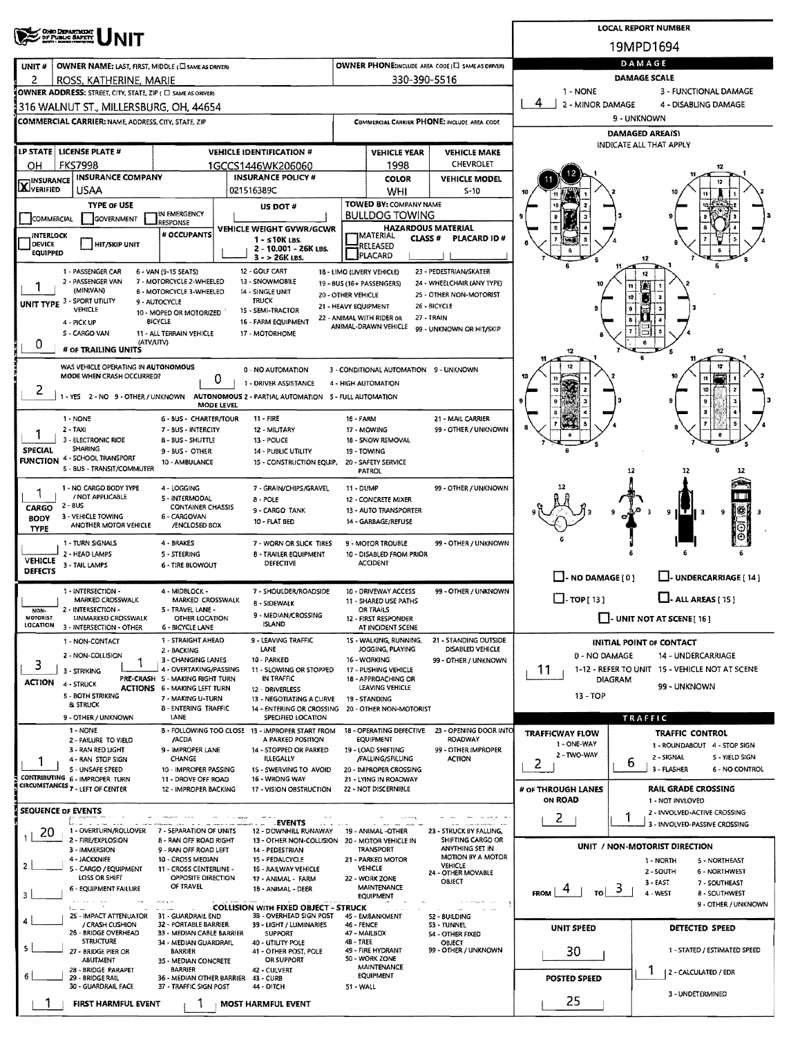# UNIT

**LOCAL REPORT NUMBER:** 19MPD1694

| UNIT # | OWNER NAME: LAST, FIRST, MIDDLE (☐ SAME AS DRIVER) | OWNER PHONE: INCLUDE AREA CODE (☐ SAME AS DRIVER) |
|---|---|---|
| 2 | ROSS, KATHERINE, MARIE | 330-390-5516 |

**OWNER ADDRESS:** STREET, CITY, STATE, ZIP (☐ SAME AS DRIVER)
316 WALNUT ST., MILLERSBURG, OH, 44654

**COMMERCIAL CARRIER:** NAME, ADDRESS, CITY, STATE, ZIP | **COMMERCIAL CARRIER PHONE:** INCLUDE AREA CODE

| LP STATE | LICENSE PLATE # | VEHICLE IDENTIFICATION # | VEHICLE YEAR | VEHICLE MAKE |
|---|---|---|---|---|
| OH | FKS7998 | 1GCCS1446WK206060 | 1998 | CHEVROLET |

| INSURANCE | INSURANCE COMPANY | INSURANCE POLICY # | COLOR | VEHICLE MODEL |
|---|---|---|---|---|
| ☒ VERIFIED | USAA | 021516389C | WHI | S-10 |

**TYPE OF USE:** ☐ COMMERCIAL ☐ GOVERNMENT ☐ IN EMERGENCY RESPONSE
**US DOT #:**
**TOWED BY: COMPANY NAME:** BULLDOG TOWING
☐ INTERLOCK DEVICE EQUIPPED ☐ HIT/SKIP UNIT
**# OCCUPANTS:**
**VEHICLE WEIGHT GVWR/GCWR:** 1 - ≤10K LBS. 2 - 10,001 - 26K LBS. 3 - > 26K LBS.
**HAZARDOUS MATERIAL:** ☐ MATERIAL CLASS # ☐ RELEASED ☐ PLACARD — PLACARD ID #

**UNIT TYPE:** 1
1 - PASSENGER CAR; 2 - PASSENGER VAN (MINIVAN); 3 - SPORT UTILITY VEHICLE; 4 - PICK UP; 5 - CARGO VAN (ATV/UTV); 6 - VAN (9-15 SEATS); 7 - MOTORCYCLE 2-WHEELED; 8 - MOTORCYCLE 3-WHEELED; 9 - AUTOCYCLE; 10 - MOPED OR MOTORIZED BICYCLE; 11 - ALL TERRAIN VEHICLE; 12 - GOLF CART; 13 - SNOWMOBILE; 14 - SINGLE UNIT TRUCK; 15 - SEMI-TRACTOR; 16 - FARM EQUIPMENT; 17 - MOTORHOME; 18 - LIMO (LIVERY VEHICLE); 19 - BUS (16+ PASSENGERS); 20 - OTHER VEHICLE; 21 - HEAVY EQUIPMENT; 22 - ANIMAL WITH RIDER OR ANIMAL-DRAWN VEHICLE; 23 - PEDESTRIAN/SKATER; 24 - WHEELCHAIR (ANY TYPE); 25 - OTHER NON-MOTORIST; 26 - BICYCLE; 27 - TRAIN; 99 - UNKNOWN OR HIT/SKIP

**# OF TRAILING UNITS:** 0

**WAS VEHICLE OPERATING IN AUTONOMOUS MODE WHEN CRASH OCCURRED?** 2
1 - YES 2 - NO 9 - OTHER / UNKNOWN
**AUTONOMOUS MODE LEVEL:** 0
0 - NO AUTOMATION; 1 - DRIVER ASSISTANCE; 2 - PARTIAL AUTOMATION; 3 - CONDITIONAL AUTOMATION; 4 - HIGH AUTOMATION; 5 - FULL AUTOMATION; 9 - UNKNOWN

**SPECIAL FUNCTION:** 1
1 - NONE; 2 - TAXI; 3 - ELECTRONIC RIDE SHARING; 4 - SCHOOL TRANSPORT; 5 - BUS - TRANSIT/COMMUTER; 6 - BUS - CHARTER/TOUR; 7 - BUS - INTERCITY; 8 - BUS - SHUTTLE; 9 - BUS - OTHER; 10 - AMBULANCE; 11 - FIRE; 12 - MILITARY; 13 - POLICE; 14 - PUBLIC UTILITY; 15 - CONSTRUCTION EQUIP.; 16 - FARM; 17 - MOWING; 18 - SNOW REMOVAL; 19 - TOWING; 20 - SAFETY SERVICE PATROL; 21 - MAIL CARRIER; 99 - OTHER / UNKNOWN

**CARGO BODY TYPE:** 1
1 - NO CARGO BODY TYPE / NOT APPLICABLE; 2 - BUS; 3 - VEHICLE TOWING ANOTHER MOTOR VEHICLE; 4 - LOGGING; 5 - INTERMODAL CONTAINER CHASSIS; 6 - CARGOVAN /ENCLOSED BOX; 7 - GRAIN/CHIPS/GRAVEL; 8 - POLE; 9 - CARGO TANK; 10 - FLAT BED; 11 - DUMP; 12 - CONCRETE MIXER; 13 - AUTO TRANSPORTER; 14 - GARBAGE/REFUSE; 99 - OTHER / UNKNOWN

**VEHICLE DEFECTS:**
1 - TURN SIGNALS; 2 - HEAD LAMPS; 3 - TAIL LAMPS; 4 - BRAKES; 5 - STEERING; 6 - TIRE BLOWOUT; 7 - WORN OR SLICK TIRES; 8 - TRAILER EQUIPMENT DEFECTIVE; 9 - MOTOR TROUBLE; 10 - DISABLED FROM PRIOR ACCIDENT; 99 - OTHER / UNKNOWN

**NON-MOTORIST LOCATION:**
1 - INTERSECTION - MARKED CROSSWALK; 2 - INTERSECTION - UNMARKED CROSSWALK; 3 - INTERSECTION - OTHER; 4 - MIDBLOCK - MARKED CROSSWALK; 5 - TRAVEL LANE - OTHER LOCATION; 6 - BICYCLE LANE; 7 - SHOULDER/ROADSIDE; 8 - SIDEWALK; 9 - MEDIAN/CROSSING ISLAND; 10 - DRIVEWAY ACCESS; 11 - SHARED USE PATHS OR TRAILS; 12 - FIRST RESPONDER AT INCIDENT SCENE; 99 - OTHER / UNKNOWN

**ACTION:** 3
1 - NON-CONTACT; 2 - NON-COLLISION; 3 - STRIKING; 4 - STRUCK; 5 - BOTH STRIKING & STRUCK; 9 - OTHER / UNKNOWN

**PRE-CRASH ACTIONS:** 1
1 - STRAIGHT AHEAD; 2 - BACKING; 3 - CHANGING LANES; 4 - OVERTAKING/PASSING; 5 - MAKING RIGHT TURN; 6 - MAKING LEFT TURN; 7 - MAKING U-TURN; 8 - ENTERING TRAFFIC LANE; 9 - LEAVING TRAFFIC LANE; 10 - PARKED; 11 - SLOWING OR STOPPED IN TRAFFIC; 12 - DRIVERLESS; 13 - NEGOTIATING A CURVE; 14 - ENTERING OR CROSSING SPECIFIED LOCATION; 15 - WALKING, RUNNING, JOGGING, PLAYING; 16 - WORKING; 17 - PUSHING VEHICLE; 18 - APPROACHING OR LEAVING VEHICLE; 19 - STANDING; 20 - OTHER NON-MOTORIST; 21 - STANDING OUTSIDE DISABLED VEHICLE; 99 - OTHER / UNKNOWN

**CONTRIBUTING CIRCUMSTANCES:** 1
1 - NONE; 2 - FAILURE TO YIELD; 3 - RAN RED LIGHT; 4 - RAN STOP SIGN; 5 - UNSAFE SPEED; 6 - IMPROPER TURN; 7 - LEFT OF CENTER; 8 - FOLLOWING TOO CLOSE /ACDA; 9 - IMPROPER LANE CHANGE; 10 - IMPROPER PASSING; 11 - DROVE OFF ROAD; 12 - IMPROPER BACKING; 13 - IMPROPER START FROM A PARKED POSITION; 14 - STOPPED OR PARKED ILLEGALLY; 15 - SWERVING TO AVOID; 16 - WRONG WAY; 17 - VISION OBSTRUCTION; 18 - OPERATING DEFECTIVE EQUIPMENT; 19 - LOAD SHIFTING /FALLING/SPILLING; 20 - IMPROPER CROSSING; 21 - LYING IN ROADWAY; 22 - NOT DISCERNIBLE; 23 - OPENING DOOR INTO ROADWAY; 99 - OTHER IMPROPER ACTION

## SEQUENCE OF EVENTS

1: 20
2:
3:
4:
5:
6:

**EVENTS:**
1 - OVERTURN/ROLLOVER; 2 - FIRE/EXPLOSION; 3 - IMMERSION; 4 - JACKKNIFE; 5 - CARGO / EQUIPMENT LOSS OR SHIFT; 6 - EQUIPMENT FAILURE; 7 - SEPARATION OF UNITS; 8 - RAN OFF ROAD RIGHT; 9 - RAN OFF ROAD LEFT; 10 - CROSS MEDIAN; 11 - CROSS CENTERLINE - OPPOSITE DIRECTION OF TRAVEL; 12 - DOWNHILL RUNAWAY; 13 - OTHER NON-COLLISION; 14 - PEDESTRIAN; 15 - PEDALCYCLE; 16 - RAILWAY VEHICLE; 17 - ANIMAL - FARM; 18 - ANIMAL - DEER; 19 - ANIMAL -OTHER; 20 - MOTOR VEHICLE IN TRANSPORT; 21 - PARKED MOTOR VEHICLE; 22 - WORK ZONE MAINTENANCE EQUIPMENT; 23 - STRUCK BY FALLING, SHIFTING CARGO OR ANYTHING SET IN MOTION BY A MOTOR VEHICLE; 24 - OTHER MOVABLE OBJECT

**COLLISION WITH FIXED OBJECT - STRUCK:**
25 - IMPACT ATTENUATOR / CRASH CUSHION; 26 - BRIDGE OVERHEAD STRUCTURE; 27 - BRIDGE PIER OR ABUTMENT; 28 - BRIDGE PARAPET; 29 - BRIDGE RAIL; 30 - GUARDRAIL FACE; 31 - GUARDRAIL END; 32 - PORTABLE BARRIER; 33 - MEDIAN CABLE BARRIER; 34 - MEDIAN GUARDRAIL BARRIER; 35 - MEDIAN CONCRETE BARRIER; 36 - MEDIAN OTHER BARRIER; 37 - TRAFFIC SIGN POST; 38 - OVERHEAD SIGN POST; 39 - LIGHT / LUMINARIES SUPPORT; 40 - UTILITY POLE; 41 - OTHER POST, POLE OR SUPPORT; 42 - CULVERT; 43 - CURB; 44 - DITCH; 45 - EMBANKMENT; 46 - FENCE; 47 - MAILBOX; 48 - TREE; 49 - FIRE HYDRANT; 50 - WORK ZONE MAINTENANCE EQUIPMENT; 51 - WALL; 52 - BUILDING; 53 - TUNNEL; 54 - OTHER FIXED OBJECT; 99 - OTHER / UNKNOWN

**FIRST HARMFUL EVENT:** 1
**MOST HARMFUL EVENT:** 1

## DAMAGE

**DAMAGE SCALE:** 4
1 - NONE; 2 - MINOR DAMAGE; 3 - FUNCTIONAL DAMAGE; 4 - DISABLING DAMAGE; 9 - UNKNOWN

**DAMAGED AREA(S)** — INDICATE ALL THAT APPLY: 11, 12

☐ - NO DAMAGE [0] ☐ - UNDERCARRIAGE [14]
☐ - TOP [13] ☐ - ALL AREAS [15]
☐ - UNIT NOT AT SCENE [16]

**INITIAL POINT OF CONTACT:** 11
0 - NO DAMAGE; 1-12 - REFER TO UNIT DIAGRAM; 13 - TOP; 14 - UNDERCARRIAGE; 15 - VEHICLE NOT AT SCENE; 99 - UNKNOWN

## TRAFFIC

**TRAFFICWAY FLOW:** 2
1 - ONE-WAY; 2 - TWO-WAY

**TRAFFIC CONTROL:** 6
1 - ROUNDABOUT; 2 - SIGNAL; 3 - FLASHER; 4 - STOP SIGN; 5 - YIELD SIGN; 6 - NO CONTROL

**# OF THROUGH LANES ON ROAD:** 2

**RAIL GRADE CROSSING:** 1
1 - NOT INVLOVED; 2 - INVOLVED-ACTIVE CROSSING; 3 - INVOLVED-PASSIVE CROSSING

## UNIT / NON-MOTORIST DIRECTION

FROM 4 TO 3
1 - NORTH; 2 - SOUTH; 3 - EAST; 4 - WEST; 5 - NORTHEAST; 6 - NORTHWEST; 7 - SOUTHEAST; 8 - SOUTHWEST; 9 - OTHER / UNKNOWN

**UNIT SPEED:** 30
**POSTED SPEED:** 25

**DETECTED SPEED:** 1
1 - STATED / ESTIMATED SPEED; 2 - CALCULATED / EDR; 3 - UNDETERMINED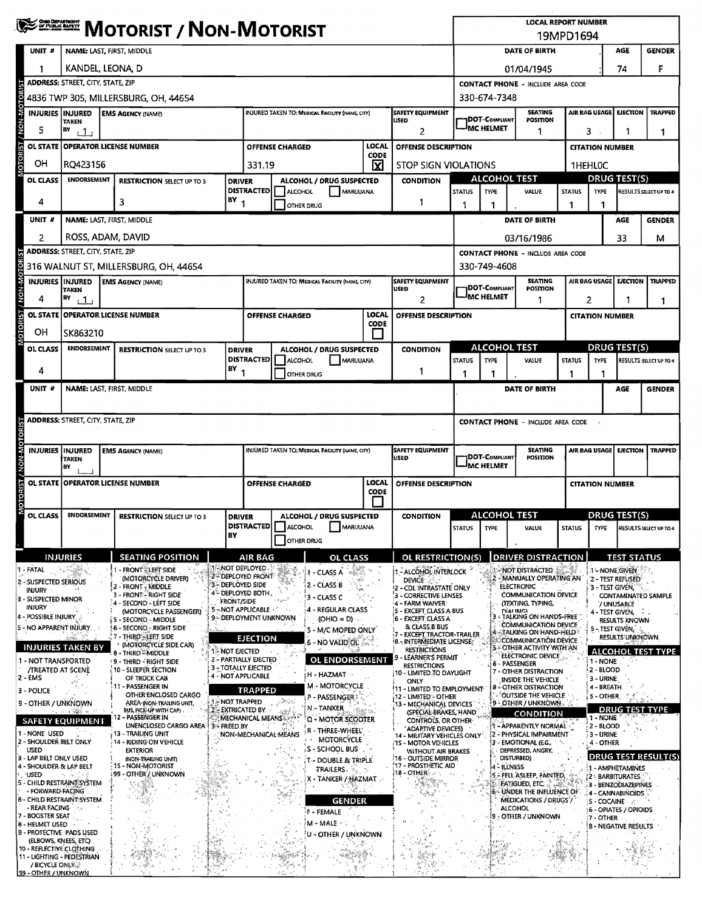# MOTORIST / NON-MOTORIST

Ohio Department of Public Safety

**LOCAL REPORT NUMBER:** 19MPD1694

## Unit 1

| UNIT # | NAME: LAST, FIRST, MIDDLE | DATE OF BIRTH | AGE | GENDER |
|---|---|---|---|---|
| 1 | KANDEL, LEONA, D | 01/04/1945 | 74 | F |

| ADDRESS: STREET, CITY, STATE, ZIP | CONTACT PHONE - INCLUDE AREA CODE |
|---|---|
| 4836 TWP 305, MILLERSBURG, OH, 44654 | 330-674-7348 |

| INJURIES | INJURED TAKEN BY | EMS AGENCY (NAME) | INJURED TAKEN TO: MEDICAL FACILITY (NAME, CITY) | SAFETY EQUIPMENT USED | DOT-COMPLIANT MC HELMET | SEATING POSITION | AIR BAG USAGE | EJECTION | TRAPPED |
|---|---|---|---|---|---|---|---|---|---|
| 5 | 1 | | | 2 | | 1 | 3 | 1 | 1 |

| OL STATE | OPERATOR LICENSE NUMBER | OFFENSE CHARGED | LOCAL CODE | OFFENSE DESCRIPTION | CITATION NUMBER |
|---|---|---|---|---|---|
| OH | RQ423156 | 331.19 | X | STOP SIGN VIOLATIONS | 1HEHL0C |

| OL CLASS | ENDORSEMENT | RESTRICTION SELECT UP TO 3 | DRIVER DISTRACTED BY | ALCOHOL / DRUG SUSPECTED | CONDITION | ALCOHOL TEST STATUS | ALCOHOL TEST TYPE | ALCOHOL TEST VALUE | DRUG TEST STATUS | DRUG TEST TYPE | RESULTS SELECT UP TO 4 |
|---|---|---|---|---|---|---|---|---|---|---|---|
| 4 | | 3 | 1 | | 1 | 1 | 1 | . | 1 | 1 | |

## Unit 2

| UNIT # | NAME: LAST, FIRST, MIDDLE | DATE OF BIRTH | AGE | GENDER |
|---|---|---|---|---|
| 2 | ROSS, ADAM, DAVID | 03/16/1986 | 33 | M |

| ADDRESS: STREET, CITY, STATE, ZIP | CONTACT PHONE - INCLUDE AREA CODE |
|---|---|
| 316 WALNUT ST, MILLERSBURG, OH, 44654 | 330-749-4608 |

| INJURIES | INJURED TAKEN BY | EMS AGENCY (NAME) | INJURED TAKEN TO: MEDICAL FACILITY (NAME, CITY) | SAFETY EQUIPMENT USED | DOT-COMPLIANT MC HELMET | SEATING POSITION | AIR BAG USAGE | EJECTION | TRAPPED |
|---|---|---|---|---|---|---|---|---|---|
| 4 | 1 | | | 2 | | 1 | 2 | 1 | 1 |

| OL STATE | OPERATOR LICENSE NUMBER | OFFENSE CHARGED | LOCAL CODE | OFFENSE DESCRIPTION | CITATION NUMBER |
|---|---|---|---|---|---|
| OH | SK863210 | | | | |

| OL CLASS | ENDORSEMENT | RESTRICTION SELECT UP TO 3 | DRIVER DISTRACTED BY | ALCOHOL / DRUG SUSPECTED | CONDITION | ALCOHOL TEST STATUS | ALCOHOL TEST TYPE | ALCOHOL TEST VALUE | DRUG TEST STATUS | DRUG TEST TYPE | RESULTS SELECT UP TO 4 |
|---|---|---|---|---|---|---|---|---|---|---|---|
| 4 | | | 1 | | 1 | 1 | 1 | . | 1 | 1 | |

## Unit (blank)

| UNIT # | NAME: LAST, FIRST, MIDDLE | DATE OF BIRTH | AGE | GENDER |
|---|---|---|---|---|
| | | | | |

| ADDRESS: STREET, CITY, STATE, ZIP | CONTACT PHONE - INCLUDE AREA CODE |
|---|---|
| | |

| INJURIES | INJURED TAKEN BY | EMS AGENCY (NAME) | INJURED TAKEN TO: MEDICAL FACILITY (NAME, CITY) | SAFETY EQUIPMENT USED | DOT-COMPLIANT MC HELMET | SEATING POSITION | AIR BAG USAGE | EJECTION | TRAPPED |
|---|---|---|---|---|---|---|---|---|---|
| | | | | | | | | | |

| OL STATE | OPERATOR LICENSE NUMBER | OFFENSE CHARGED | LOCAL CODE | OFFENSE DESCRIPTION | CITATION NUMBER |
|---|---|---|---|---|---|
| | | | | | |

| OL CLASS | ENDORSEMENT | RESTRICTION SELECT UP TO 3 | DRIVER DISTRACTED BY | ALCOHOL / DRUG SUSPECTED | CONDITION | ALCOHOL TEST STATUS | ALCOHOL TEST TYPE | ALCOHOL TEST VALUE | DRUG TEST STATUS | DRUG TEST TYPE | RESULTS SELECT UP TO 4 |
|---|---|---|---|---|---|---|---|---|---|---|---|
| | | | | | | | | . | | | |

## Codes

**INJURIES**
1 - FATAL
2 - SUSPECTED SERIOUS INJURY
3 - SUSPECTED MINOR INJURY
4 - POSSIBLE INJURY
5 - NO APPARENT INJURY

**INJURIES TAKEN BY**
1 - NOT TRANSPORTED /TREATED AT SCENE
2 - EMS
3 - POLICE
9 - OTHER / UNKNOWN

**SAFETY EQUIPMENT**
1 - NONE USED
2 - SHOULDER BELT ONLY USED
3 - LAP BELT ONLY USED
4 - SHOULDER & LAP BELT USED
5 - CHILD RESTRAINT SYSTEM - FORWARD FACING
6 - CHILD RESTRAINT SYSTEM - REAR FACING
7 - BOOSTER SEAT
8 - HELMET USED
9 - PROTECTIVE PADS USED (ELBOWS, KNEES, ETC)
10 - REFLECTIVE CLOTHING
11 - LIGHTING - PEDESTRIAN / BICYCLE ONLY
99 - OTHER / UNKNOWN

**SEATING POSITION**
1 - FRONT - LEFT SIDE (MOTORCYCLE DRIVER)
2 - FRONT - MIDDLE
3 - FRONT - RIGHT SIDE
4 - SECOND - LEFT SIDE (MOTORCYCLE PASSENGER)
5 - SECOND - MIDDLE
6 - SECOND - RIGHT SIDE
7 - THIRD - LEFT SIDE (MOTORCYCLE SIDE CAR)
8 - THIRD - MIDDLE
9 - THIRD - RIGHT SIDE
10 - SLEEPER SECTION OF TRUCK CAB
11 - PASSENGER IN OTHER ENCLOSED CARGO AREA (NON-TRAILING UNIT, BUS, PICK-UP WITH CAP)
12 - PASSENGER IN UNENCLOSED CARGO AREA
13 - TRAILING UNIT
14 - RIDING ON VEHICLE EXTERIOR (NON-TRAILING UNIT)
15 - NON-MOTORIST
99 - OTHER / UNKNOWN

**AIR BAG**
1 - NOT DEPLOYED
2 - DEPLOYED FRONT
3 - DEPLOYED SIDE
4 - DEPLOYED BOTH, FRONT/SIDE
5 - NOT APPLICABLE
9 - DEPLOYMENT UNKNOWN

**EJECTION**
1 - NOT EJECTED
2 - PARTIALLY EJECTED
3 - TOTALLY EJECTED
4 - NOT APPLICABLE

**TRAPPED**
1 - NOT TRAPPED
2 - EXTRICATED BY MECHANICAL MEANS
3 - FREED BY NON-MECHANICAL MEANS

**OL CLASS**
1 - CLASS A
2 - CLASS B
3 - CLASS C
4 - REGULAR CLASS (OHIO = D)
5 - M/C MOPED ONLY
6 - NO VALID OL

**OL ENDORSEMENT**
H - HAZMAT
M - MOTORCYCLE
P - PASSENGER
N - TANKER
Q - MOTOR SCOOTER
R - THREE-WHEEL MOTORCYCLE
S - SCHOOL BUS
T - DOUBLE & TRIPLE TRAILERS
X - TANKER / HAZMAT

**GENDER**
F - FEMALE
M - MALE
U - OTHER / UNKNOWN

**OL RESTRICTION(S)**
1 - ALCOHOL INTERLOCK DEVICE
2 - CDL INTRASTATE ONLY
3 - CORRECTIVE LENSES
4 - FARM WAIVER
5 - EXCEPT CLASS A BUS
6 - EXCEPT CLASS A & CLASS B BUS
7 - EXCEPT TRACTOR-TRAILER
8 - INTERMEDIATE LICENSE RESTRICTIONS
9 - LEARNER'S PERMIT RESTRICTIONS
10 - LIMITED TO DAYLIGHT ONLY
11 - LIMITED TO EMPLOYMENT
12 - LIMITED - OTHER
13 - MECHANICAL DEVICES (SPECIAL BRAKES, HAND CONTROLS, OR OTHER ADAPTIVE DEVICES)
14 - MILITARY VEHICLES ONLY
15 - MOTOR VEHICLES WITHOUT AIR BRAKES
16 - OUTSIDE MIRROR
17 - PROSTHETIC AID
18 - OTHER

**DRIVER DISTRACTION**
1 - NOT DISTRACTED
2 - MANUALLY OPERATING AN ELECTRONIC COMMUNICATION DEVICE (TEXTING, TYPING, DIALING)
3 - TALKING ON HANDS-FREE COMMUNICATION DEVICE
4 - TALKING ON HAND-HELD COMMUNICATION DEVICE
5 - OTHER ACTIVITY WITH AN ELECTRONIC DEVICE
6 - PASSENGER
7 - OTHER DISTRACTION INSIDE THE VEHICLE
8 - OTHER DISTRACTION OUTSIDE THE VEHICLE
9 - OTHER / UNKNOWN

**CONDITION**
1 - APPARENTLY NORMAL
2 - PHYSICAL IMPAIRMENT
3 - EMOTIONAL (E.G., DEPRESSED, ANGRY, DISTURBED)
4 - ILLNESS
5 - FELL ASLEEP, FAINTED, FATIGUED, ETC.
6 - UNDER THE INFLUENCE OF MEDICATIONS / DRUGS / ALCOHOL
9 - OTHER / UNKNOWN

**TEST STATUS**
1 - NONE GIVEN
2 - TEST REFUSED
3 - TEST GIVEN, CONTAMINATED SAMPLE / UNUSABLE
4 - TEST GIVEN, RESULTS KNOWN
5 - TEST GIVEN, RESULTS UNKNOWN

**ALCOHOL TEST TYPE**
1 - NONE
2 - BLOOD
3 - URINE
4 - BREATH
5 - OTHER

**DRUG TEST TYPE**
1 - NONE
2 - BLOOD
3 - URINE
4 - OTHER

**DRUG TEST RESULT(S)**
1 - AMPHETAMINES
2 - BARBITURATES
3 - BENZODIAZEPINES
4 - CANNABINOIDS
5 - COCAINE
6 - OPIATES / OPIOIDS
7 - OTHER
8 - NEGATIVE RESULTS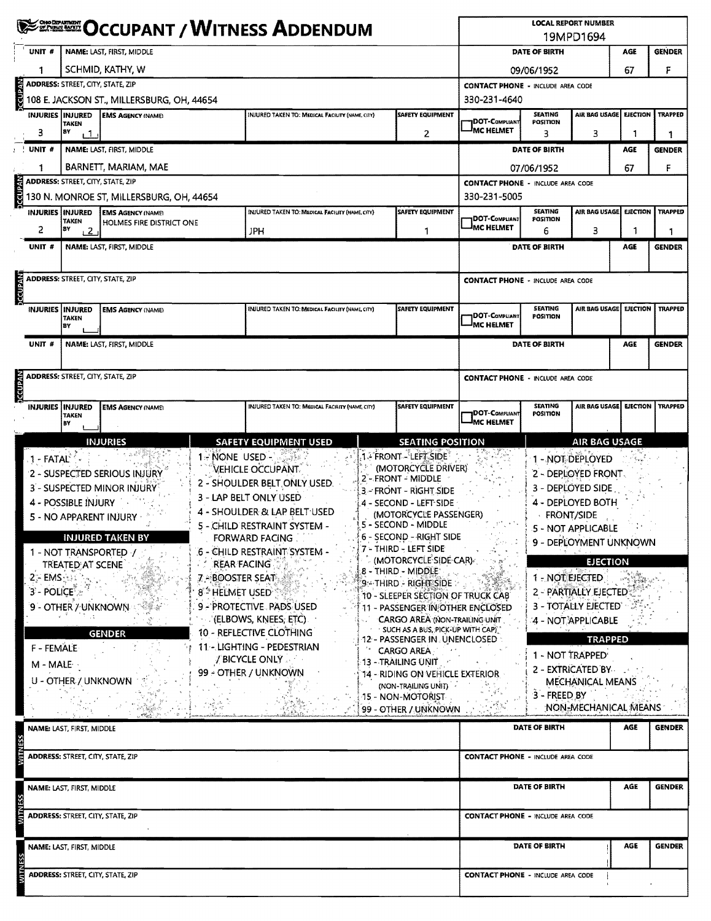# OCCUPANT / WITNESS ADDENDUM

**LOCAL REPORT NUMBER:** 19MPD1694

## OCCUPANT

| UNIT # | NAME: LAST, FIRST, MIDDLE | DATE OF BIRTH | AGE | GENDER |
|---|---|---|---|---|
| 1 | SCHMID, KATHY, W | 09/06/1952 | 67 | F |

| ADDRESS: STREET, CITY, STATE, ZIP | CONTACT PHONE - INCLUDE AREA CODE |
|---|---|
| 108 E. JACKSON ST., MILLERSBURG, OH, 44654 | 330-231-4640 |

| INJURIES | INJURED TAKEN BY | EMS AGENCY (NAME) | INJURED TAKEN TO: MEDICAL FACILITY (NAME, CITY) | SAFETY EQUIPMENT | DOT-COMPLIANT MC HELMET | SEATING POSITION | AIR BAG USAGE | EJECTION | TRAPPED |
|---|---|---|---|---|---|---|---|---|---|
| 3 | 1 | | | 2 | | 3 | 3 | 1 | 1 |

## OCCUPANT

| UNIT # | NAME: LAST, FIRST, MIDDLE | DATE OF BIRTH | AGE | GENDER |
|---|---|---|---|---|
| 1 | BARNETT, MARIAM, MAE | 07/06/1952 | 67 | F |

| ADDRESS: STREET, CITY, STATE, ZIP | CONTACT PHONE - INCLUDE AREA CODE |
|---|---|
| 130 N. MONROE ST, MILLERSBURG, OH, 44654 | 330-231-5005 |

| INJURIES | INJURED TAKEN BY | EMS AGENCY (NAME) | INJURED TAKEN TO: MEDICAL FACILITY (NAME, CITY) | SAFETY EQUIPMENT | DOT-COMPLIANT MC HELMET | SEATING POSITION | AIR BAG USAGE | EJECTION | TRAPPED |
|---|---|---|---|---|---|---|---|---|---|
| 2 | 2 | HOLMES FIRE DISTRICT ONE | JPH | 1 | | 6 | 3 | 1 | 1 |

## OCCUPANT

| UNIT # | NAME: LAST, FIRST, MIDDLE | DATE OF BIRTH | AGE | GENDER |
|---|---|---|---|---|
| | | | | |

| ADDRESS: STREET, CITY, STATE, ZIP | CONTACT PHONE - INCLUDE AREA CODE |
|---|---|
| | |

| INJURIES | INJURED TAKEN BY | EMS AGENCY (NAME) | INJURED TAKEN TO: MEDICAL FACILITY (NAME, CITY) | SAFETY EQUIPMENT | DOT-COMPLIANT MC HELMET | SEATING POSITION | AIR BAG USAGE | EJECTION | TRAPPED |
|---|---|---|---|---|---|---|---|---|---|
| | | | | | | | | | |

## OCCUPANT

| UNIT # | NAME: LAST, FIRST, MIDDLE | DATE OF BIRTH | AGE | GENDER |
|---|---|---|---|---|
| | | | | |

| ADDRESS: STREET, CITY, STATE, ZIP | CONTACT PHONE - INCLUDE AREA CODE |
|---|---|
| | |

| INJURIES | INJURED TAKEN BY | EMS AGENCY (NAME) | INJURED TAKEN TO: MEDICAL FACILITY (NAME, CITY) | SAFETY EQUIPMENT | DOT-COMPLIANT MC HELMET | SEATING POSITION | AIR BAG USAGE | EJECTION | TRAPPED |
|---|---|---|---|---|---|---|---|---|---|
| | | | | | | | | | |

## CODES

**INJURIES**
- 1 - FATAL
- 2 - SUSPECTED SERIOUS INJURY
- 3 - SUSPECTED MINOR INJURY
- 4 - POSSIBLE INJURY
- 5 - NO APPARENT INJURY

**INJURED TAKEN BY**
- 1 - NOT TRANSPORTED / TREATED AT SCENE
- 2 - EMS
- 3 - POLICE
- 9 - OTHER / UNKNOWN

**GENDER**
- F - FEMALE
- M - MALE
- U - OTHER / UNKNOWN

**SAFETY EQUIPMENT USED**
- 1 - NONE USED - VEHICLE OCCUPANT
- 2 - SHOULDER BELT ONLY USED
- 3 - LAP BELT ONLY USED
- 4 - SHOULDER & LAP BELT USED
- 5 - CHILD RESTRAINT SYSTEM - FORWARD FACING
- 6 - CHILD RESTRAINT SYSTEM - REAR FACING
- 7 - BOOSTER SEAT
- 8 - HELMET USED
- 9 - PROTECTIVE PADS USED (ELBOWS, KNEES, ETC)
- 10 - REFLECTIVE CLOTHING
- 11 - LIGHTING - PEDESTRIAN / BICYCLE ONLY
- 99 - OTHER / UNKNOWN

**SEATING POSITION**
- 1 - FRONT - LEFT SIDE (MOTORCYCLE DRIVER)
- 2 - FRONT - MIDDLE
- 3 - FRONT - RIGHT SIDE
- 4 - SECOND - LEFT SIDE (MOTORCYCLE PASSENGER)
- 5 - SECOND - MIDDLE
- 6 - SECOND - RIGHT SIDE
- 7 - THIRD - LEFT SIDE (MOTORCYCLE SIDE CAR)
- 8 - THIRD - MIDDLE
- 9 - THIRD - RIGHT SIDE
- 10 - SLEEPER SECTION OF TRUCK CAB
- 11 - PASSENGER IN OTHER ENCLOSED CARGO AREA (NON-TRAILING UNIT SUCH AS A BUS, PICK-UP WITH CAP)
- 12 - PASSENGER IN UNENCLOSED CARGO AREA
- 13 - TRAILING UNIT
- 14 - RIDING ON VEHICLE EXTERIOR (NON-TRAILING UNIT)
- 15 - NON-MOTORIST
- 99 - OTHER / UNKNOWN

**AIR BAG USAGE**
- 1 - NOT DEPLOYED
- 2 - DEPLOYED FRONT
- 3 - DEPLOYED SIDE
- 4 - DEPLOYED BOTH FRONT/SIDE
- 5 - NOT APPLICABLE
- 9 - DEPLOYMENT UNKNOWN

**EJECTION**
- 1 - NOT EJECTED
- 2 - PARTIALLY EJECTED
- 3 - TOTALLY EJECTED
- 4 - NOT APPLICABLE

**TRAPPED**
- 1 - NOT TRAPPED
- 2 - EXTRICATED BY MECHANICAL MEANS
- 3 - FREED BY NON-MECHANICAL MEANS

## WITNESS

| NAME: LAST, FIRST, MIDDLE | DATE OF BIRTH | AGE | GENDER |
|---|---|---|---|
| | | | |

| ADDRESS: STREET, CITY, STATE, ZIP | CONTACT PHONE - INCLUDE AREA CODE |
|---|---|
| | |

## WITNESS

| NAME: LAST, FIRST, MIDDLE | DATE OF BIRTH | AGE | GENDER |
|---|---|---|---|
| | | | |

| ADDRESS: STREET, CITY, STATE, ZIP | CONTACT PHONE - INCLUDE AREA CODE |
|---|---|
| | |

## WITNESS

| NAME: LAST, FIRST, MIDDLE | DATE OF BIRTH | AGE | GENDER |
|---|---|---|---|
| | | | |

| ADDRESS: STREET, CITY, STATE, ZIP | CONTACT PHONE - INCLUDE AREA CODE |
|---|---|
| | |